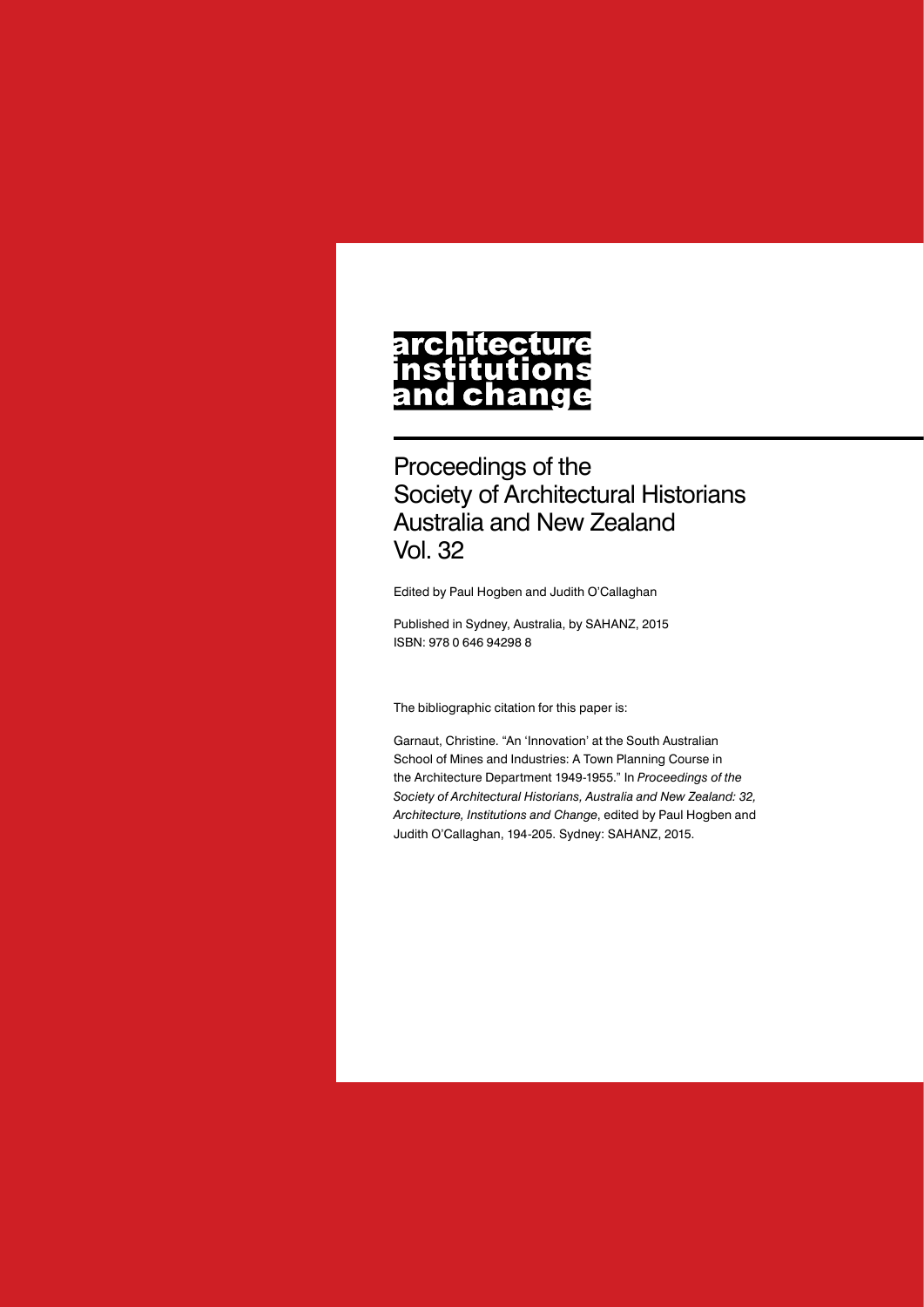# architecture institutions and change

Proceedings of the
Society of Architectural Historians
Australia and New Zealand
Vol. 32

Edited by Paul Hogben and Judith O'Callaghan

Published in Sydney, Australia, by SAHANZ, 2015
ISBN: 978 0 646 94298 8

The bibliographic citation for this paper is:

Garnaut, Christine. "An 'Innovation' at the South Australian School of Mines and Industries: A Town Planning Course in the Architecture Department 1949-1955." In *Proceedings of the Society of Architectural Historians, Australia and New Zealand: 32, Architecture, Institutions and Change*, edited by Paul Hogben and Judith O'Callaghan, 194-205. Sydney: SAHANZ, 2015.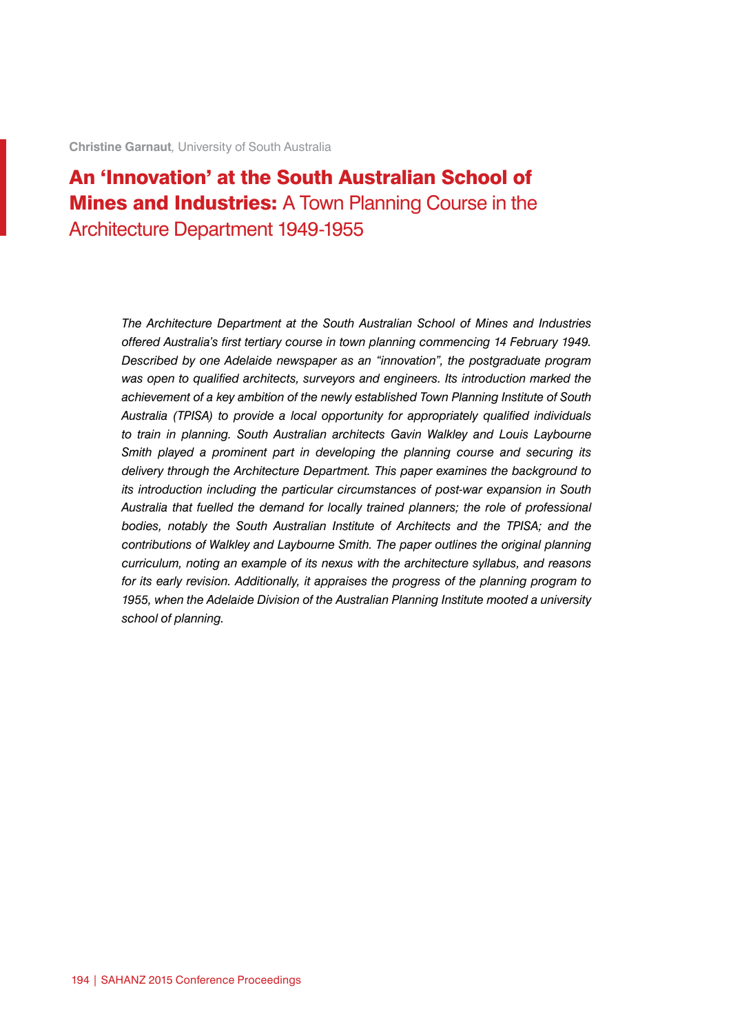**Christine Garnaut**, University of South Australia

# An 'Innovation' at the South Australian School of Mines and Industries: A Town Planning Course in the Architecture Department 1949-1955

*The Architecture Department at the South Australian School of Mines and Industries offered Australia's first tertiary course in town planning commencing 14 February 1949. Described by one Adelaide newspaper as an "innovation", the postgraduate program was open to qualified architects, surveyors and engineers. Its introduction marked the achievement of a key ambition of the newly established Town Planning Institute of South Australia (TPISA) to provide a local opportunity for appropriately qualified individuals to train in planning. South Australian architects Gavin Walkley and Louis Laybourne Smith played a prominent part in developing the planning course and securing its delivery through the Architecture Department. This paper examines the background to its introduction including the particular circumstances of post-war expansion in South Australia that fuelled the demand for locally trained planners; the role of professional bodies, notably the South Australian Institute of Architects and the TPISA; and the contributions of Walkley and Laybourne Smith. The paper outlines the original planning curriculum, noting an example of its nexus with the architecture syllabus, and reasons for its early revision. Additionally, it appraises the progress of the planning program to 1955, when the Adelaide Division of the Australian Planning Institute mooted a university school of planning.*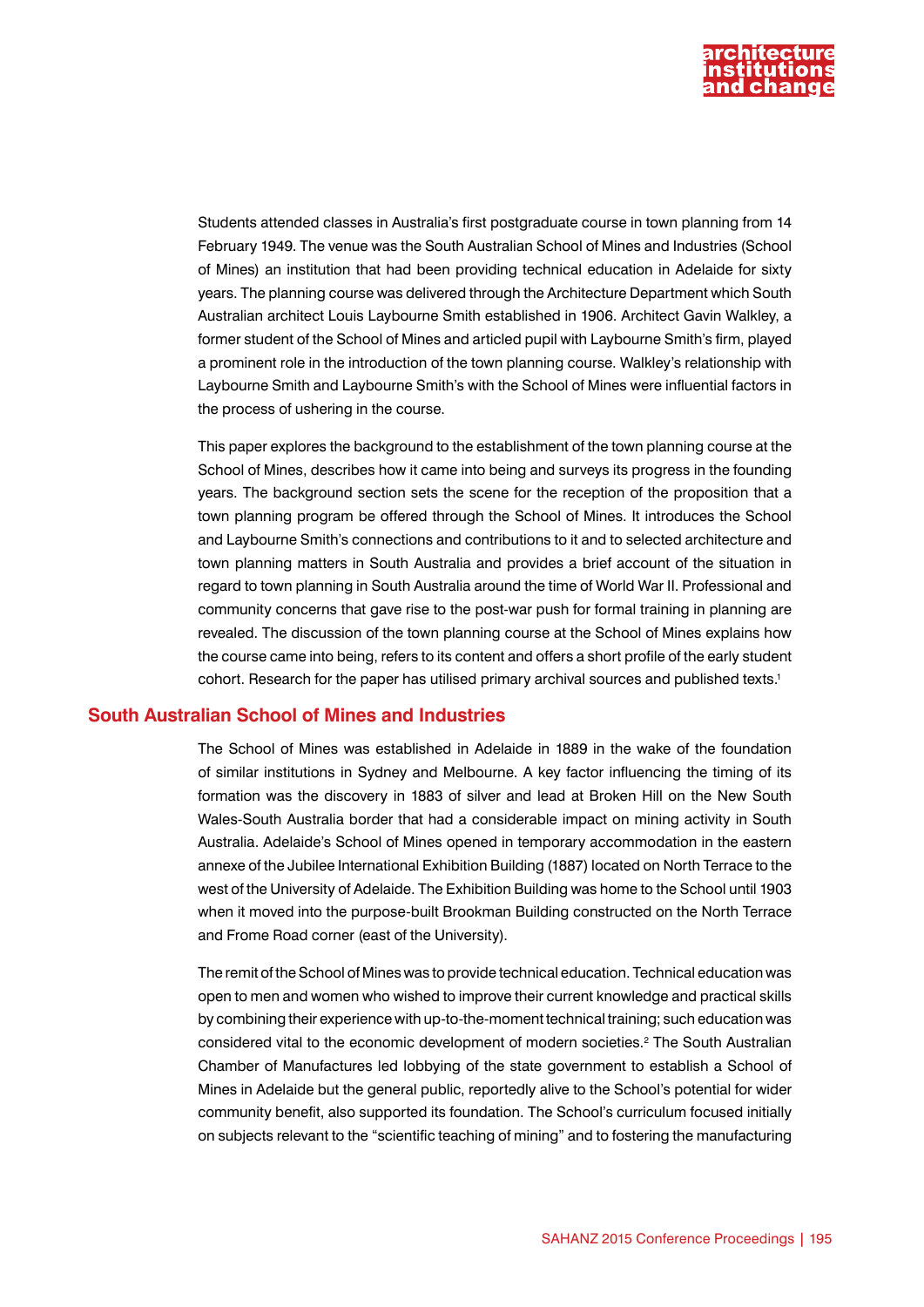Students attended classes in Australia's first postgraduate course in town planning from 14 February 1949. The venue was the South Australian School of Mines and Industries (School of Mines) an institution that had been providing technical education in Adelaide for sixty years. The planning course was delivered through the Architecture Department which South Australian architect Louis Laybourne Smith established in 1906. Architect Gavin Walkley, a former student of the School of Mines and articled pupil with Laybourne Smith's firm, played a prominent role in the introduction of the town planning course. Walkley's relationship with Laybourne Smith and Laybourne Smith's with the School of Mines were influential factors in the process of ushering in the course.

This paper explores the background to the establishment of the town planning course at the School of Mines, describes how it came into being and surveys its progress in the founding years. The background section sets the scene for the reception of the proposition that a town planning program be offered through the School of Mines. It introduces the School and Laybourne Smith's connections and contributions to it and to selected architecture and town planning matters in South Australia and provides a brief account of the situation in regard to town planning in South Australia around the time of World War II. Professional and community concerns that gave rise to the post-war push for formal training in planning are revealed. The discussion of the town planning course at the School of Mines explains how the course came into being, refers to its content and offers a short profile of the early student cohort. Research for the paper has utilised primary archival sources and published texts.[1]

## South Australian School of Mines and Industries

The School of Mines was established in Adelaide in 1889 in the wake of the foundation of similar institutions in Sydney and Melbourne. A key factor influencing the timing of its formation was the discovery in 1883 of silver and lead at Broken Hill on the New South Wales-South Australia border that had a considerable impact on mining activity in South Australia. Adelaide's School of Mines opened in temporary accommodation in the eastern annexe of the Jubilee International Exhibition Building (1887) located on North Terrace to the west of the University of Adelaide. The Exhibition Building was home to the School until 1903 when it moved into the purpose-built Brookman Building constructed on the North Terrace and Frome Road corner (east of the University).

The remit of the School of Mines was to provide technical education. Technical education was open to men and women who wished to improve their current knowledge and practical skills by combining their experience with up-to-the-moment technical training; such education was considered vital to the economic development of modern societies.[2] The South Australian Chamber of Manufactures led lobbying of the state government to establish a School of Mines in Adelaide but the general public, reportedly alive to the School's potential for wider community benefit, also supported its foundation. The School's curriculum focused initially on subjects relevant to the "scientific teaching of mining" and to fostering the manufacturing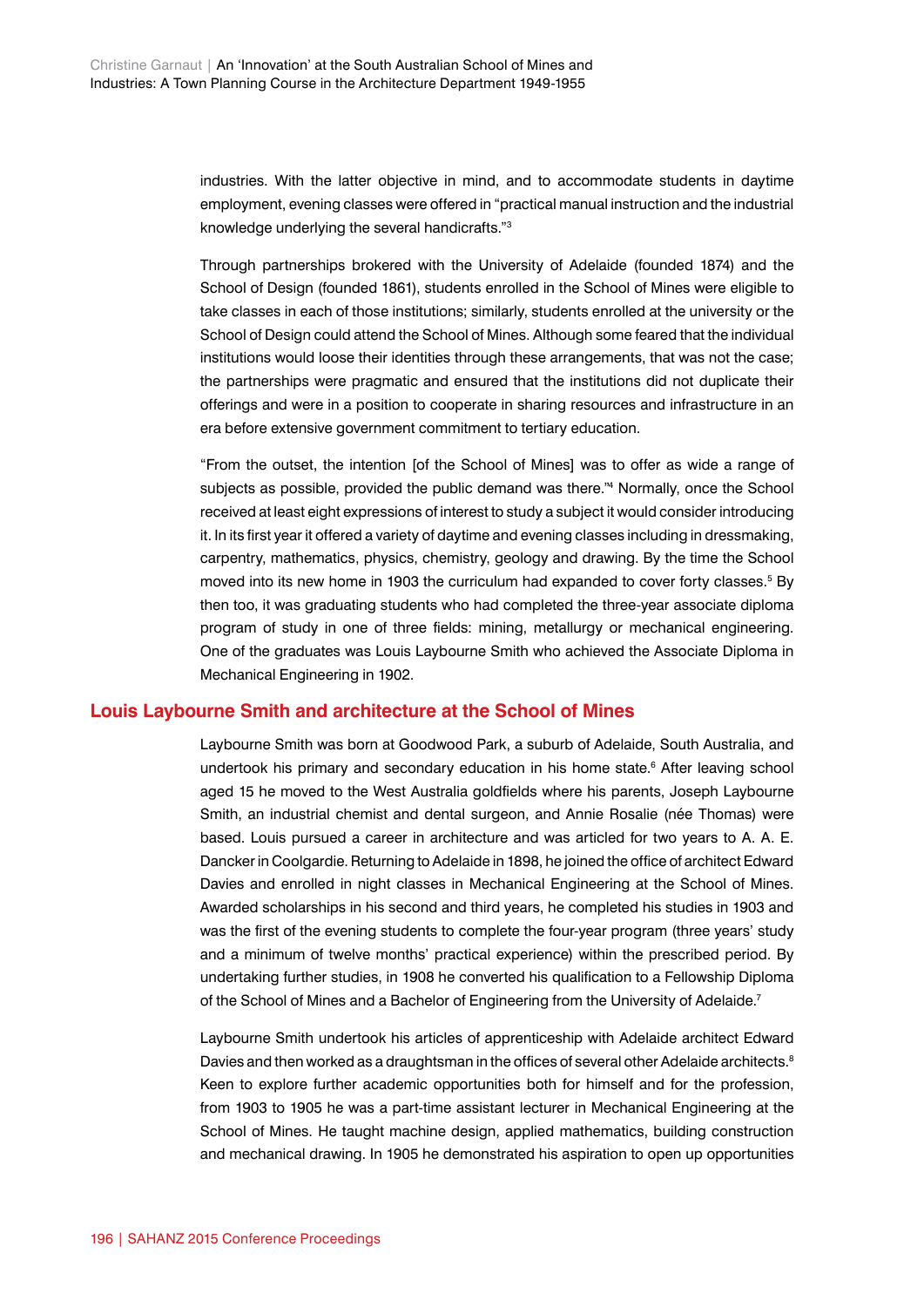industries. With the latter objective in mind, and to accommodate students in daytime employment, evening classes were offered in "practical manual instruction and the industrial knowledge underlying the several handicrafts."[3]

Through partnerships brokered with the University of Adelaide (founded 1874) and the School of Design (founded 1861), students enrolled in the School of Mines were eligible to take classes in each of those institutions; similarly, students enrolled at the university or the School of Design could attend the School of Mines. Although some feared that the individual institutions would loose their identities through these arrangements, that was not the case; the partnerships were pragmatic and ensured that the institutions did not duplicate their offerings and were in a position to cooperate in sharing resources and infrastructure in an era before extensive government commitment to tertiary education.

"From the outset, the intention [of the School of Mines] was to offer as wide a range of subjects as possible, provided the public demand was there."[4] Normally, once the School received at least eight expressions of interest to study a subject it would consider introducing it. In its first year it offered a variety of daytime and evening classes including in dressmaking, carpentry, mathematics, physics, chemistry, geology and drawing. By the time the School moved into its new home in 1903 the curriculum had expanded to cover forty classes.[5] By then too, it was graduating students who had completed the three-year associate diploma program of study in one of three fields: mining, metallurgy or mechanical engineering. One of the graduates was Louis Laybourne Smith who achieved the Associate Diploma in Mechanical Engineering in 1902.

## Louis Laybourne Smith and architecture at the School of Mines

Laybourne Smith was born at Goodwood Park, a suburb of Adelaide, South Australia, and undertook his primary and secondary education in his home state.[6] After leaving school aged 15 he moved to the West Australia goldfields where his parents, Joseph Laybourne Smith, an industrial chemist and dental surgeon, and Annie Rosalie (née Thomas) were based. Louis pursued a career in architecture and was articled for two years to A. A. E. Dancker in Coolgardie. Returning to Adelaide in 1898, he joined the office of architect Edward Davies and enrolled in night classes in Mechanical Engineering at the School of Mines. Awarded scholarships in his second and third years, he completed his studies in 1903 and was the first of the evening students to complete the four-year program (three years' study and a minimum of twelve months' practical experience) within the prescribed period. By undertaking further studies, in 1908 he converted his qualification to a Fellowship Diploma of the School of Mines and a Bachelor of Engineering from the University of Adelaide.[7]

Laybourne Smith undertook his articles of apprenticeship with Adelaide architect Edward Davies and then worked as a draughtsman in the offices of several other Adelaide architects.[8] Keen to explore further academic opportunities both for himself and for the profession, from 1903 to 1905 he was a part-time assistant lecturer in Mechanical Engineering at the School of Mines. He taught machine design, applied mathematics, building construction and mechanical drawing. In 1905 he demonstrated his aspiration to open up opportunities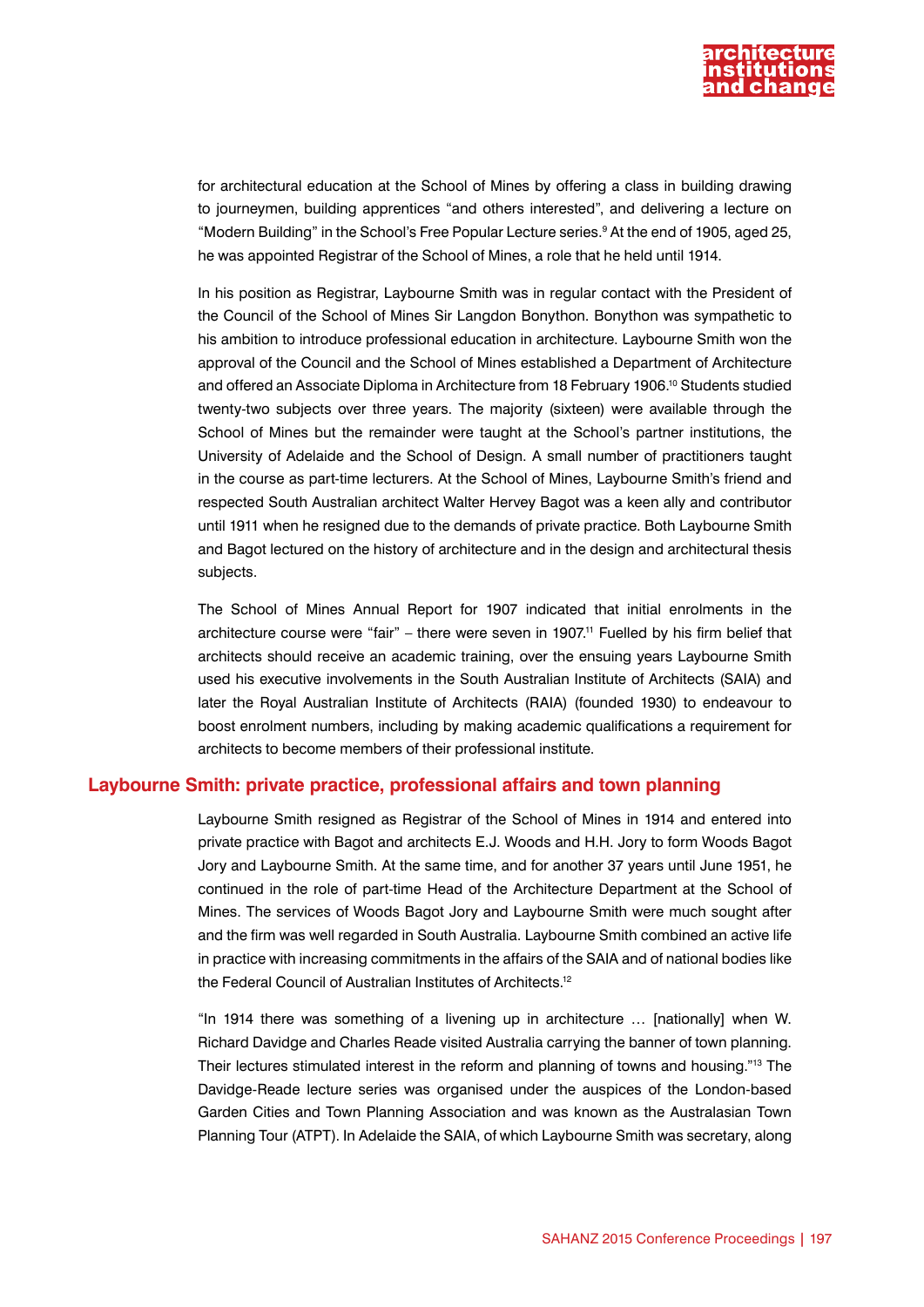for architectural education at the School of Mines by offering a class in building drawing to journeymen, building apprentices "and others interested", and delivering a lecture on "Modern Building" in the School's Free Popular Lecture series.[9] At the end of 1905, aged 25, he was appointed Registrar of the School of Mines, a role that he held until 1914.

In his position as Registrar, Laybourne Smith was in regular contact with the President of the Council of the School of Mines Sir Langdon Bonython. Bonython was sympathetic to his ambition to introduce professional education in architecture. Laybourne Smith won the approval of the Council and the School of Mines established a Department of Architecture and offered an Associate Diploma in Architecture from 18 February 1906.[10] Students studied twenty-two subjects over three years. The majority (sixteen) were available through the School of Mines but the remainder were taught at the School's partner institutions, the University of Adelaide and the School of Design. A small number of practitioners taught in the course as part-time lecturers. At the School of Mines, Laybourne Smith's friend and respected South Australian architect Walter Hervey Bagot was a keen ally and contributor until 1911 when he resigned due to the demands of private practice. Both Laybourne Smith and Bagot lectured on the history of architecture and in the design and architectural thesis subjects.

The School of Mines Annual Report for 1907 indicated that initial enrolments in the architecture course were "fair" – there were seven in 1907.[11] Fuelled by his firm belief that architects should receive an academic training, over the ensuing years Laybourne Smith used his executive involvements in the South Australian Institute of Architects (SAIA) and later the Royal Australian Institute of Architects (RAIA) (founded 1930) to endeavour to boost enrolment numbers, including by making academic qualifications a requirement for architects to become members of their professional institute.

## Laybourne Smith: private practice, professional affairs and town planning

Laybourne Smith resigned as Registrar of the School of Mines in 1914 and entered into private practice with Bagot and architects E.J. Woods and H.H. Jory to form Woods Bagot Jory and Laybourne Smith. At the same time, and for another 37 years until June 1951, he continued in the role of part-time Head of the Architecture Department at the School of Mines. The services of Woods Bagot Jory and Laybourne Smith were much sought after and the firm was well regarded in South Australia. Laybourne Smith combined an active life in practice with increasing commitments in the affairs of the SAIA and of national bodies like the Federal Council of Australian Institutes of Architects.[12]

"In 1914 there was something of a livening up in architecture … [nationally] when W. Richard Davidge and Charles Reade visited Australia carrying the banner of town planning. Their lectures stimulated interest in the reform and planning of towns and housing."[13] The Davidge-Reade lecture series was organised under the auspices of the London-based Garden Cities and Town Planning Association and was known as the Australasian Town Planning Tour (ATPT). In Adelaide the SAIA, of which Laybourne Smith was secretary, along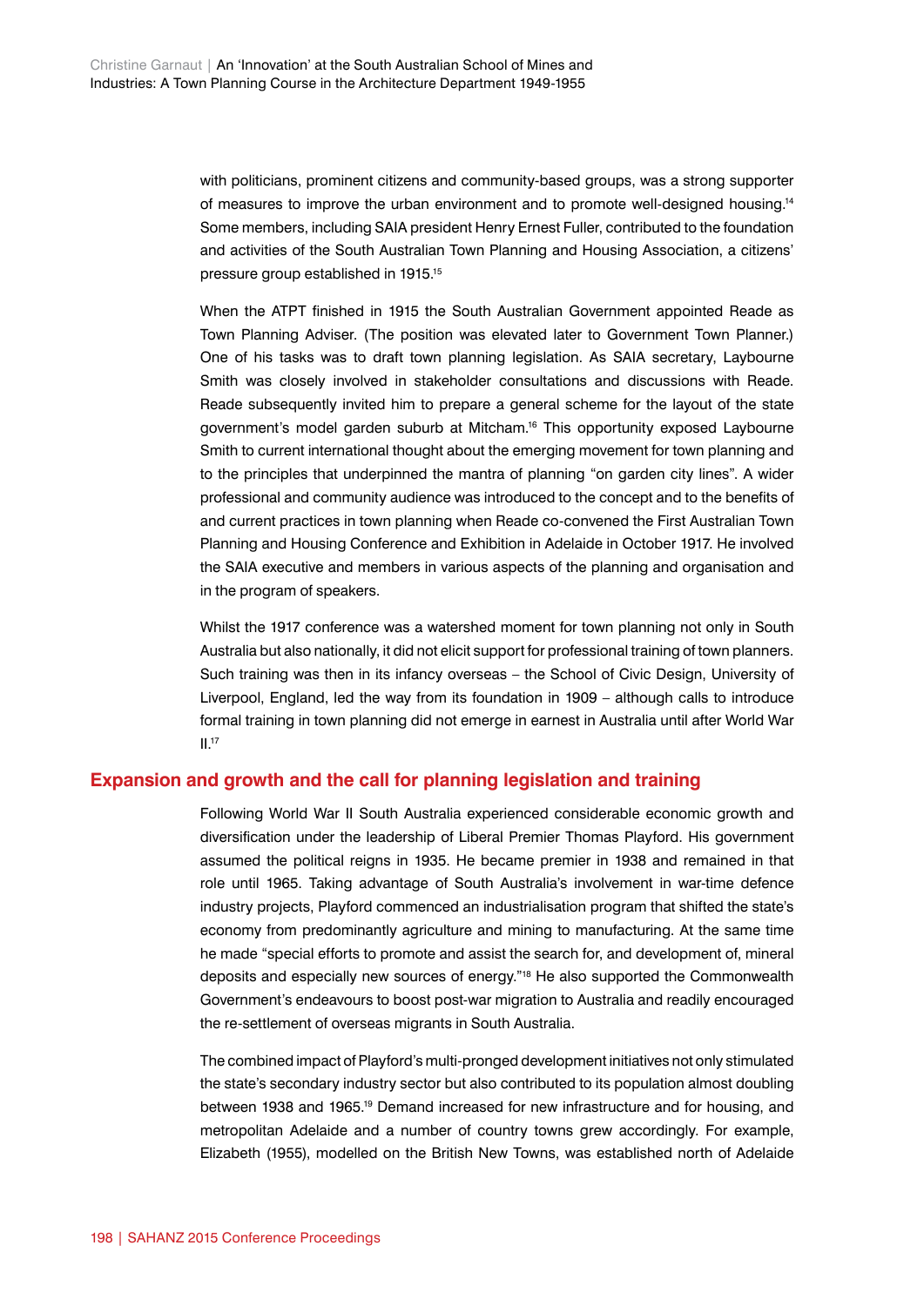with politicians, prominent citizens and community-based groups, was a strong supporter of measures to improve the urban environment and to promote well-designed housing.[14] Some members, including SAIA president Henry Ernest Fuller, contributed to the foundation and activities of the South Australian Town Planning and Housing Association, a citizens' pressure group established in 1915.[15]

When the ATPT finished in 1915 the South Australian Government appointed Reade as Town Planning Adviser. (The position was elevated later to Government Town Planner.) One of his tasks was to draft town planning legislation. As SAIA secretary, Laybourne Smith was closely involved in stakeholder consultations and discussions with Reade. Reade subsequently invited him to prepare a general scheme for the layout of the state government's model garden suburb at Mitcham.[16] This opportunity exposed Laybourne Smith to current international thought about the emerging movement for town planning and to the principles that underpinned the mantra of planning "on garden city lines". A wider professional and community audience was introduced to the concept and to the benefits of and current practices in town planning when Reade co-convened the First Australian Town Planning and Housing Conference and Exhibition in Adelaide in October 1917. He involved the SAIA executive and members in various aspects of the planning and organisation and in the program of speakers.

Whilst the 1917 conference was a watershed moment for town planning not only in South Australia but also nationally, it did not elicit support for professional training of town planners. Such training was then in its infancy overseas – the School of Civic Design, University of Liverpool, England, led the way from its foundation in 1909 – although calls to introduce formal training in town planning did not emerge in earnest in Australia until after World War II.[17]

## Expansion and growth and the call for planning legislation and training

Following World War II South Australia experienced considerable economic growth and diversification under the leadership of Liberal Premier Thomas Playford. His government assumed the political reigns in 1935. He became premier in 1938 and remained in that role until 1965. Taking advantage of South Australia's involvement in war-time defence industry projects, Playford commenced an industrialisation program that shifted the state's economy from predominantly agriculture and mining to manufacturing. At the same time he made "special efforts to promote and assist the search for, and development of, mineral deposits and especially new sources of energy."[18] He also supported the Commonwealth Government's endeavours to boost post-war migration to Australia and readily encouraged the re-settlement of overseas migrants in South Australia.

The combined impact of Playford's multi-pronged development initiatives not only stimulated the state's secondary industry sector but also contributed to its population almost doubling between 1938 and 1965.[19] Demand increased for new infrastructure and for housing, and metropolitan Adelaide and a number of country towns grew accordingly. For example, Elizabeth (1955), modelled on the British New Towns, was established north of Adelaide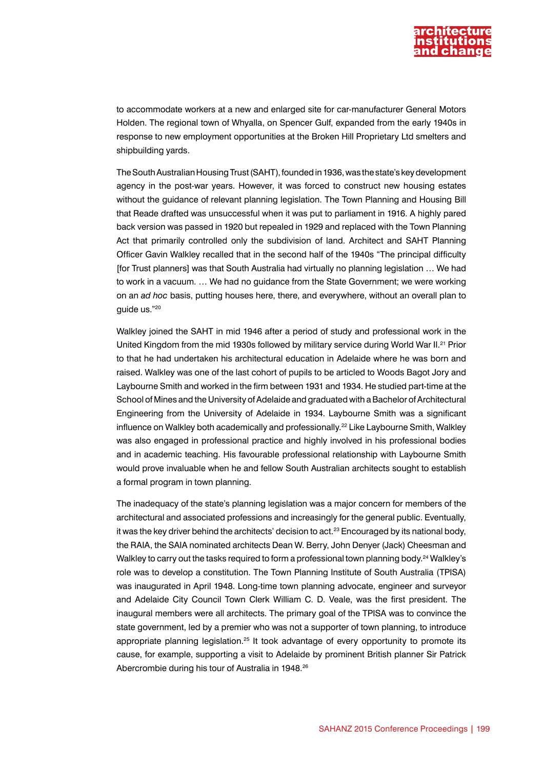to accommodate workers at a new and enlarged site for car-manufacturer General Motors Holden. The regional town of Whyalla, on Spencer Gulf, expanded from the early 1940s in response to new employment opportunities at the Broken Hill Proprietary Ltd smelters and shipbuilding yards.

The South Australian Housing Trust (SAHT), founded in 1936, was the state's key development agency in the post-war years. However, it was forced to construct new housing estates without the guidance of relevant planning legislation. The Town Planning and Housing Bill that Reade drafted was unsuccessful when it was put to parliament in 1916. A highly pared back version was passed in 1920 but repealed in 1929 and replaced with the Town Planning Act that primarily controlled only the subdivision of land. Architect and SAHT Planning Officer Gavin Walkley recalled that in the second half of the 1940s "The principal difficulty [for Trust planners] was that South Australia had virtually no planning legislation … We had to work in a vacuum. … We had no guidance from the State Government; we were working on an *ad hoc* basis, putting houses here, there, and everywhere, without an overall plan to guide us."[20]

Walkley joined the SAHT in mid 1946 after a period of study and professional work in the United Kingdom from the mid 1930s followed by military service during World War II.[21] Prior to that he had undertaken his architectural education in Adelaide where he was born and raised. Walkley was one of the last cohort of pupils to be articled to Woods Bagot Jory and Laybourne Smith and worked in the firm between 1931 and 1934. He studied part-time at the School of Mines and the University of Adelaide and graduated with a Bachelor of Architectural Engineering from the University of Adelaide in 1934. Laybourne Smith was a significant influence on Walkley both academically and professionally.[22] Like Laybourne Smith, Walkley was also engaged in professional practice and highly involved in his professional bodies and in academic teaching. His favourable professional relationship with Laybourne Smith would prove invaluable when he and fellow South Australian architects sought to establish a formal program in town planning.

The inadequacy of the state's planning legislation was a major concern for members of the architectural and associated professions and increasingly for the general public. Eventually, it was the key driver behind the architects' decision to act.[23] Encouraged by its national body, the RAIA, the SAIA nominated architects Dean W. Berry, John Denyer (Jack) Cheesman and Walkley to carry out the tasks required to form a professional town planning body.[24] Walkley's role was to develop a constitution. The Town Planning Institute of South Australia (TPISA) was inaugurated in April 1948. Long-time town planning advocate, engineer and surveyor and Adelaide City Council Town Clerk William C. D. Veale, was the first president. The inaugural members were all architects. The primary goal of the TPISA was to convince the state government, led by a premier who was not a supporter of town planning, to introduce appropriate planning legislation.[25] It took advantage of every opportunity to promote its cause, for example, supporting a visit to Adelaide by prominent British planner Sir Patrick Abercrombie during his tour of Australia in 1948.[26]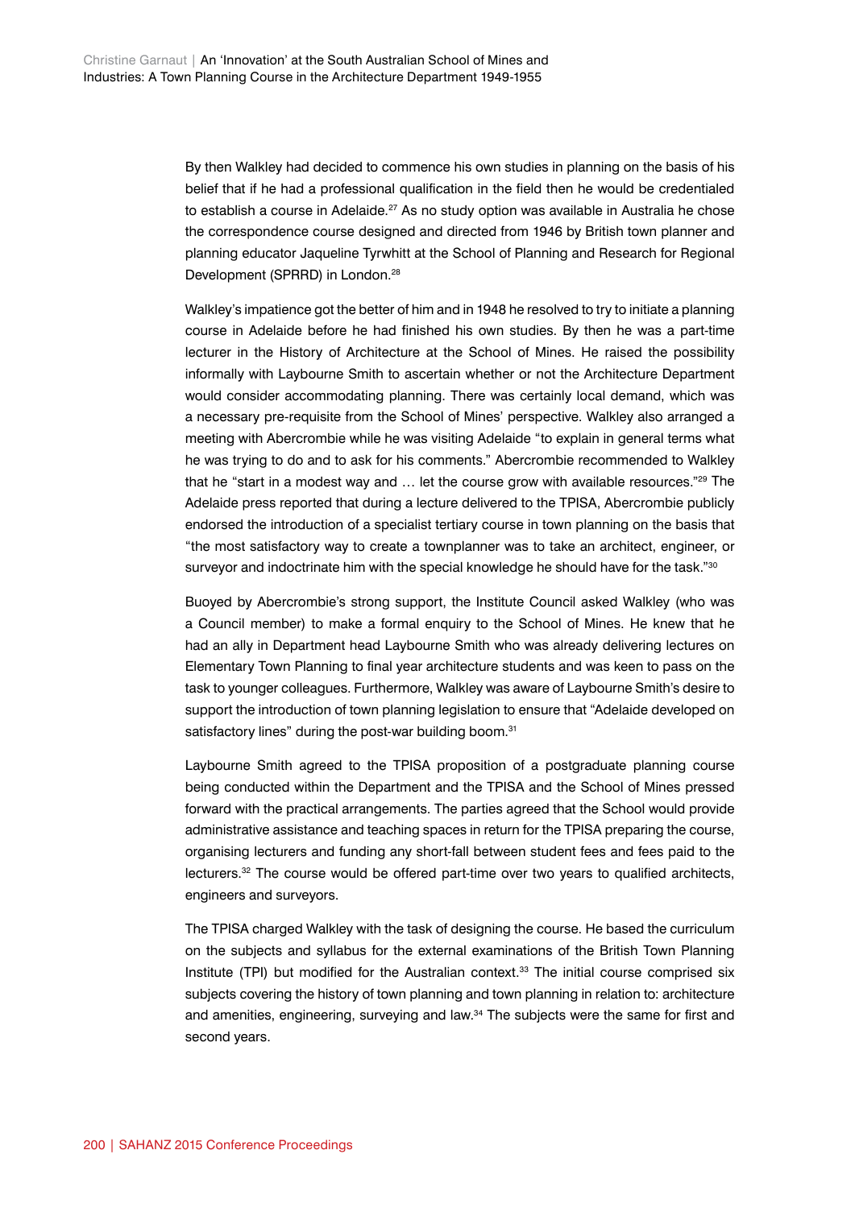By then Walkley had decided to commence his own studies in planning on the basis of his belief that if he had a professional qualification in the field then he would be credentialed to establish a course in Adelaide.[27] As no study option was available in Australia he chose the correspondence course designed and directed from 1946 by British town planner and planning educator Jaqueline Tyrwhitt at the School of Planning and Research for Regional Development (SPRRD) in London.[28]

Walkley's impatience got the better of him and in 1948 he resolved to try to initiate a planning course in Adelaide before he had finished his own studies. By then he was a part-time lecturer in the History of Architecture at the School of Mines. He raised the possibility informally with Laybourne Smith to ascertain whether or not the Architecture Department would consider accommodating planning. There was certainly local demand, which was a necessary pre-requisite from the School of Mines' perspective. Walkley also arranged a meeting with Abercrombie while he was visiting Adelaide "to explain in general terms what he was trying to do and to ask for his comments." Abercrombie recommended to Walkley that he "start in a modest way and … let the course grow with available resources."[29] The Adelaide press reported that during a lecture delivered to the TPISA, Abercrombie publicly endorsed the introduction of a specialist tertiary course in town planning on the basis that "the most satisfactory way to create a townplanner was to take an architect, engineer, or surveyor and indoctrinate him with the special knowledge he should have for the task."[30]

Buoyed by Abercrombie's strong support, the Institute Council asked Walkley (who was a Council member) to make a formal enquiry to the School of Mines. He knew that he had an ally in Department head Laybourne Smith who was already delivering lectures on Elementary Town Planning to final year architecture students and was keen to pass on the task to younger colleagues. Furthermore, Walkley was aware of Laybourne Smith's desire to support the introduction of town planning legislation to ensure that "Adelaide developed on satisfactory lines" during the post-war building boom.[31]

Laybourne Smith agreed to the TPISA proposition of a postgraduate planning course being conducted within the Department and the TPISA and the School of Mines pressed forward with the practical arrangements. The parties agreed that the School would provide administrative assistance and teaching spaces in return for the TPISA preparing the course, organising lecturers and funding any short-fall between student fees and fees paid to the lecturers.[32] The course would be offered part-time over two years to qualified architects, engineers and surveyors.

The TPISA charged Walkley with the task of designing the course. He based the curriculum on the subjects and syllabus for the external examinations of the British Town Planning Institute (TPI) but modified for the Australian context.[33] The initial course comprised six subjects covering the history of town planning and town planning in relation to: architecture and amenities, engineering, surveying and law.[34] The subjects were the same for first and second years.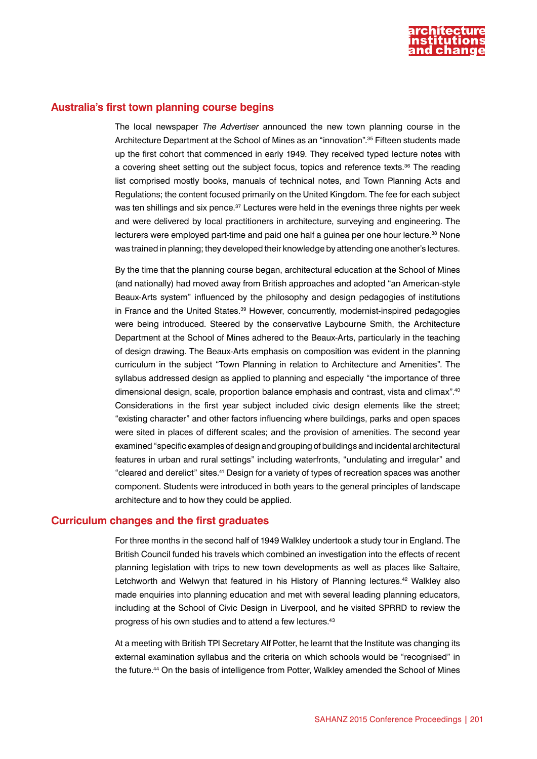## Australia's first town planning course begins

The local newspaper *The Advertiser* announced the new town planning course in the Architecture Department at the School of Mines as an "innovation".[35] Fifteen students made up the first cohort that commenced in early 1949. They received typed lecture notes with a covering sheet setting out the subject focus, topics and reference texts.[36] The reading list comprised mostly books, manuals of technical notes, and Town Planning Acts and Regulations; the content focused primarily on the United Kingdom. The fee for each subject was ten shillings and six pence.[37] Lectures were held in the evenings three nights per week and were delivered by local practitioners in architecture, surveying and engineering. The lecturers were employed part-time and paid one half a guinea per one hour lecture.[38] None was trained in planning; they developed their knowledge by attending one another's lectures.

By the time that the planning course began, architectural education at the School of Mines (and nationally) had moved away from British approaches and adopted "an American-style Beaux-Arts system" influenced by the philosophy and design pedagogies of institutions in France and the United States.[39] However, concurrently, modernist-inspired pedagogies were being introduced. Steered by the conservative Laybourne Smith, the Architecture Department at the School of Mines adhered to the Beaux-Arts, particularly in the teaching of design drawing. The Beaux-Arts emphasis on composition was evident in the planning curriculum in the subject "Town Planning in relation to Architecture and Amenities". The syllabus addressed design as applied to planning and especially "the importance of three dimensional design, scale, proportion balance emphasis and contrast, vista and climax".[40] Considerations in the first year subject included civic design elements like the street; "existing character" and other factors influencing where buildings, parks and open spaces were sited in places of different scales; and the provision of amenities. The second year examined "specific examples of design and grouping of buildings and incidental architectural features in urban and rural settings" including waterfronts, "undulating and irregular" and "cleared and derelict" sites.[41] Design for a variety of types of recreation spaces was another component. Students were introduced in both years to the general principles of landscape architecture and to how they could be applied.

## Curriculum changes and the first graduates

For three months in the second half of 1949 Walkley undertook a study tour in England. The British Council funded his travels which combined an investigation into the effects of recent planning legislation with trips to new town developments as well as places like Saltaire, Letchworth and Welwyn that featured in his History of Planning lectures.[42] Walkley also made enquiries into planning education and met with several leading planning educators, including at the School of Civic Design in Liverpool, and he visited SPRRD to review the progress of his own studies and to attend a few lectures.[43]

At a meeting with British TPI Secretary Alf Potter, he learnt that the Institute was changing its external examination syllabus and the criteria on which schools would be "recognised" in the future.[44] On the basis of intelligence from Potter, Walkley amended the School of Mines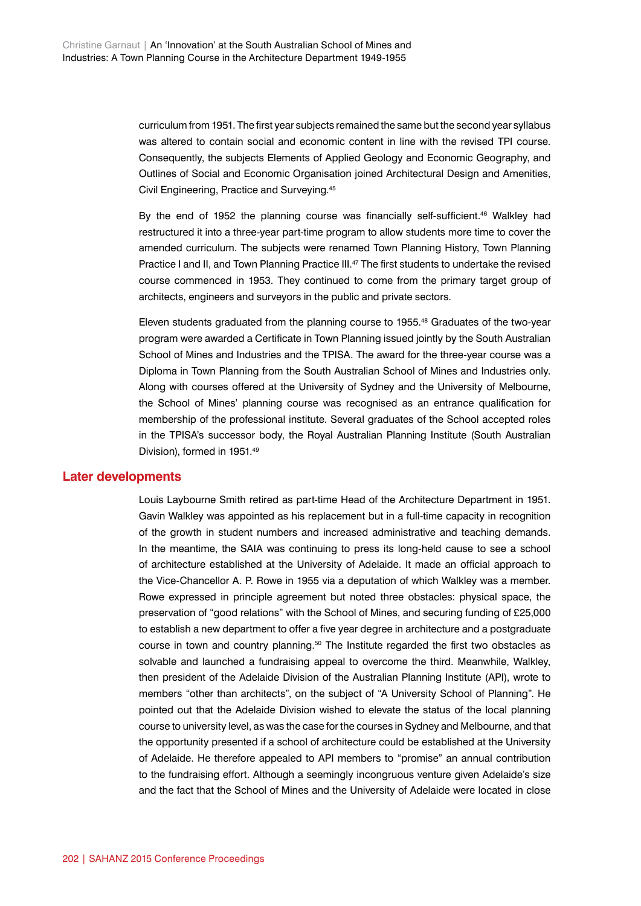curriculum from 1951. The first year subjects remained the same but the second year syllabus was altered to contain social and economic content in line with the revised TPI course. Consequently, the subjects Elements of Applied Geology and Economic Geography, and Outlines of Social and Economic Organisation joined Architectural Design and Amenities, Civil Engineering, Practice and Surveying.[45]

By the end of 1952 the planning course was financially self-sufficient.[46] Walkley had restructured it into a three-year part-time program to allow students more time to cover the amended curriculum. The subjects were renamed Town Planning History, Town Planning Practice I and II, and Town Planning Practice III.[47] The first students to undertake the revised course commenced in 1953. They continued to come from the primary target group of architects, engineers and surveyors in the public and private sectors.

Eleven students graduated from the planning course to 1955.[48] Graduates of the two-year program were awarded a Certificate in Town Planning issued jointly by the South Australian School of Mines and Industries and the TPISA. The award for the three-year course was a Diploma in Town Planning from the South Australian School of Mines and Industries only. Along with courses offered at the University of Sydney and the University of Melbourne, the School of Mines' planning course was recognised as an entrance qualification for membership of the professional institute. Several graduates of the School accepted roles in the TPISA's successor body, the Royal Australian Planning Institute (South Australian Division), formed in 1951.[49]

## Later developments

Louis Laybourne Smith retired as part-time Head of the Architecture Department in 1951. Gavin Walkley was appointed as his replacement but in a full-time capacity in recognition of the growth in student numbers and increased administrative and teaching demands. In the meantime, the SAIA was continuing to press its long-held cause to see a school of architecture established at the University of Adelaide. It made an official approach to the Vice-Chancellor A. P. Rowe in 1955 via a deputation of which Walkley was a member. Rowe expressed in principle agreement but noted three obstacles: physical space, the preservation of "good relations" with the School of Mines, and securing funding of £25,000 to establish a new department to offer a five year degree in architecture and a postgraduate course in town and country planning.[50] The Institute regarded the first two obstacles as solvable and launched a fundraising appeal to overcome the third. Meanwhile, Walkley, then president of the Adelaide Division of the Australian Planning Institute (API), wrote to members "other than architects", on the subject of "A University School of Planning". He pointed out that the Adelaide Division wished to elevate the status of the local planning course to university level, as was the case for the courses in Sydney and Melbourne, and that the opportunity presented if a school of architecture could be established at the University of Adelaide. He therefore appealed to API members to "promise" an annual contribution to the fundraising effort. Although a seemingly incongruous venture given Adelaide's size and the fact that the School of Mines and the University of Adelaide were located in close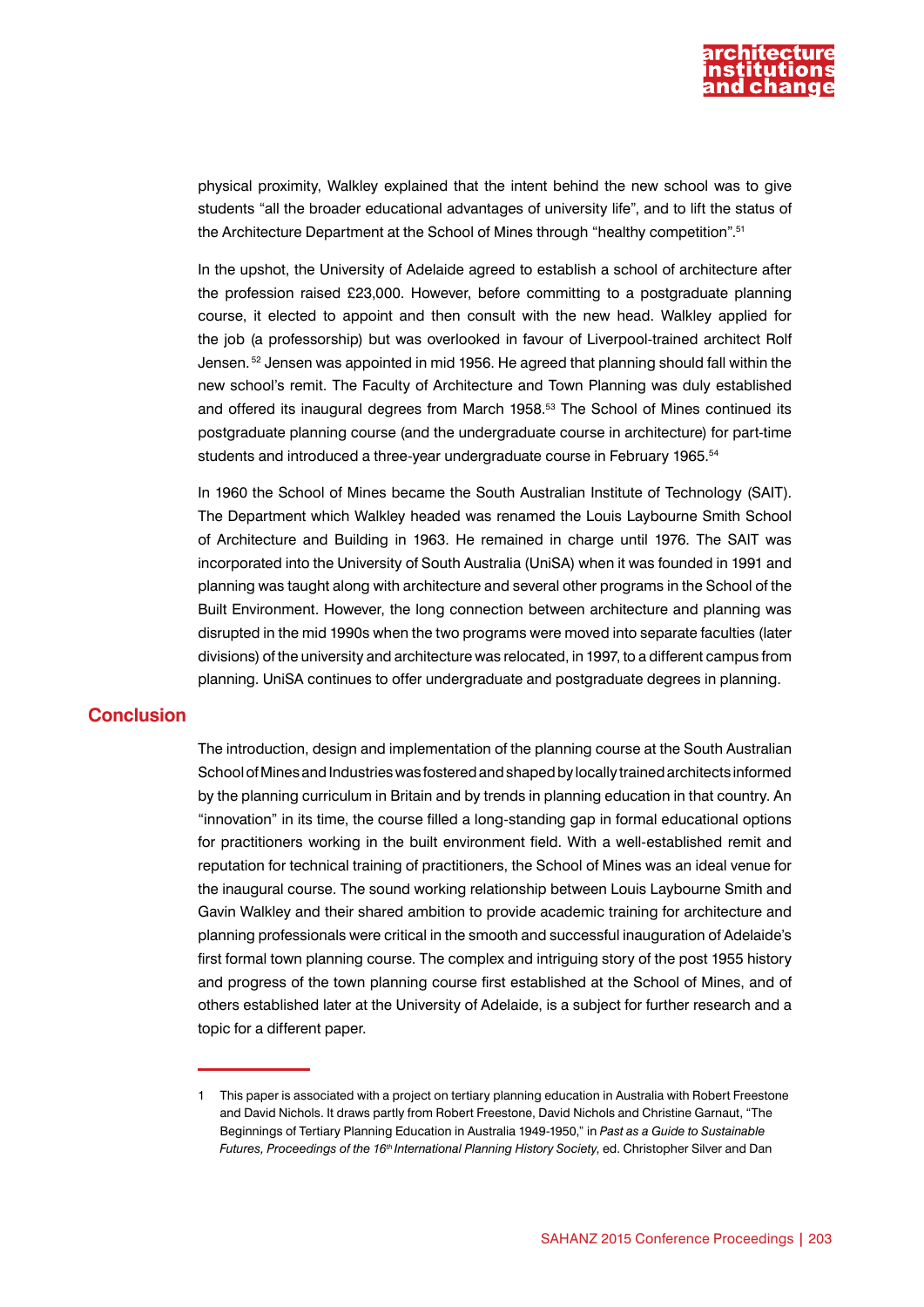physical proximity, Walkley explained that the intent behind the new school was to give students "all the broader educational advantages of university life", and to lift the status of the Architecture Department at the School of Mines through "healthy competition".[51]

In the upshot, the University of Adelaide agreed to establish a school of architecture after the profession raised £23,000. However, before committing to a postgraduate planning course, it elected to appoint and then consult with the new head. Walkley applied for the job (a professorship) but was overlooked in favour of Liverpool-trained architect Rolf Jensen.[52] Jensen was appointed in mid 1956. He agreed that planning should fall within the new school's remit. The Faculty of Architecture and Town Planning was duly established and offered its inaugural degrees from March 1958.[53] The School of Mines continued its postgraduate planning course (and the undergraduate course in architecture) for part-time students and introduced a three-year undergraduate course in February 1965.[54]

In 1960 the School of Mines became the South Australian Institute of Technology (SAIT). The Department which Walkley headed was renamed the Louis Laybourne Smith School of Architecture and Building in 1963. He remained in charge until 1976. The SAIT was incorporated into the University of South Australia (UniSA) when it was founded in 1991 and planning was taught along with architecture and several other programs in the School of the Built Environment. However, the long connection between architecture and planning was disrupted in the mid 1990s when the two programs were moved into separate faculties (later divisions) of the university and architecture was relocated, in 1997, to a different campus from planning. UniSA continues to offer undergraduate and postgraduate degrees in planning.

## Conclusion

The introduction, design and implementation of the planning course at the South Australian School of Mines and Industries was fostered and shaped by locally trained architects informed by the planning curriculum in Britain and by trends in planning education in that country. An "innovation" in its time, the course filled a long-standing gap in formal educational options for practitioners working in the built environment field. With a well-established remit and reputation for technical training of practitioners, the School of Mines was an ideal venue for the inaugural course. The sound working relationship between Louis Laybourne Smith and Gavin Walkley and their shared ambition to provide academic training for architecture and planning professionals were critical in the smooth and successful inauguration of Adelaide's first formal town planning course. The complex and intriguing story of the post 1955 history and progress of the town planning course first established at the School of Mines, and of others established later at the University of Adelaide, is a subject for further research and a topic for a different paper.

---

1 This paper is associated with a project on tertiary planning education in Australia with Robert Freestone and David Nichols. It draws partly from Robert Freestone, David Nichols and Christine Garnaut, "The Beginnings of Tertiary Planning Education in Australia 1949-1950," in *Past as a Guide to Sustainable Futures, Proceedings of the 16th International Planning History Society*, ed. Christopher Silver and Dan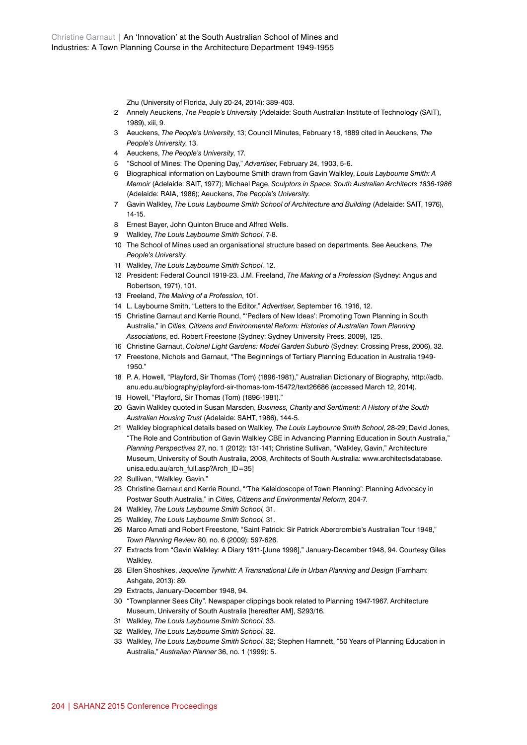Zhu (University of Florida, July 20-24, 2014): 389-403.

2 Annely Aeuckens, *The People's University* (Adelaide: South Australian Institute of Technology (SAIT), 1989), xiii, 9.

3 Aeuckens, *The People's University*, 13; Council Minutes, February 18, 1889 cited in Aeuckens, *The People's University*, 13.

4 Aeuckens, *The People's University*, 17.

5 "School of Mines: The Opening Day," *Advertiser*, February 24, 1903, 5-6.

6 Biographical information on Laybourne Smith drawn from Gavin Walkley, *Louis Laybourne Smith: A Memoir* (Adelaide: SAIT, 1977); Michael Page, *Sculptors in Space: South Australian Architects 1836-1986* (Adelaide: RAIA, 1986); Aeuckens, *The People's University*.

7 Gavin Walkley, *The Louis Laybourne Smith School of Architecture and Building* (Adelaide: SAIT, 1976), 14-15.

8 Ernest Bayer, John Quinton Bruce and Alfred Wells.

9 Walkley, *The Louis Laybourne Smith School*, 7-8.

10 The School of Mines used an organisational structure based on departments. See Aeuckens, *The People's University*.

11 Walkley, *The Louis Laybourne Smith School*, 12.

12 President: Federal Council 1919-23. J.M. Freeland, *The Making of a Profession* (Sydney: Angus and Robertson, 1971), 101.

13 Freeland, *The Making of a Profession*, 101.

14 L. Laybourne Smith, "Letters to the Editor," *Advertiser*, September 16, 1916, 12.

15 Christine Garnaut and Kerrie Round, "'Pedlers of New Ideas': Promoting Town Planning in South Australia," in *Cities, Citizens and Environmental Reform: Histories of Australian Town Planning Associations*, ed. Robert Freestone (Sydney: Sydney University Press, 2009), 125.

16 Christine Garnaut, *Colonel Light Gardens: Model Garden Suburb* (Sydney: Crossing Press, 2006), 32.

17 Freestone, Nichols and Garnaut, "The Beginnings of Tertiary Planning Education in Australia 1949-1950."

18 P. A. Howell, "Playford, Sir Thomas (Tom) (1896-1981)," Australian Dictionary of Biography, http://adb.anu.edu.au/biography/playford-sir-thomas-tom-15472/text26686 (accessed March 12, 2014).

19 Howell, "Playford, Sir Thomas (Tom) (1896-1981)."

20 Gavin Walkley quoted in Susan Marsden, *Business, Charity and Sentiment: A History of the South Australian Housing Trust* (Adelaide: SAHT, 1986), 144-5.

21 Walkley biographical details based on Walkley, *The Louis Laybourne Smith School*, 28-29; David Jones, "The Role and Contribution of Gavin Walkley CBE in Advancing Planning Education in South Australia," *Planning Perspectives* 27, no. 1 (2012): 131-141; Christine Sullivan, "Walkley, Gavin," Architecture Museum, University of South Australia, 2008, Architects of South Australia: www.architectsdatabase.unisa.edu.au/arch_full.asp?Arch_ID=35]

22 Sullivan, "Walkley, Gavin."

23 Christine Garnaut and Kerrie Round, "'The Kaleidoscope of Town Planning': Planning Advocacy in Postwar South Australia," in *Cities, Citizens and Environmental Reform*, 204-7.

24 Walkley, *The Louis Laybourne Smith School,* 31.

25 Walkley, *The Louis Laybourne Smith School,* 31.

26 Marco Amati and Robert Freestone, "Saint Patrick: Sir Patrick Abercrombie's Australian Tour 1948," *Town Planning Review* 80, no. 6 (2009): 597-626.

27 Extracts from "Gavin Walkley: A Diary 1911-[June 1998]," January-December 1948, 94. Courtesy Giles Walkley.

28 Ellen Shoshkes, *Jaqueline Tyrwhitt: A Transnational Life in Urban Planning and Design* (Farnham: Ashgate, 2013): 89.

29 Extracts, January-December 1948, 94.

30 "Townplanner Sees City". Newspaper clippings book related to Planning 1947-1967. Architecture Museum, University of South Australia [hereafter AM], S293/16.

31 Walkley, *The Louis Laybourne Smith School*, 33.

32 Walkley, *The Louis Laybourne Smith School*, 32.

33 Walkley, *The Louis Laybourne Smith School*, 32; Stephen Hamnett, "50 Years of Planning Education in Australia," *Australian Planner* 36, no. 1 (1999): 5.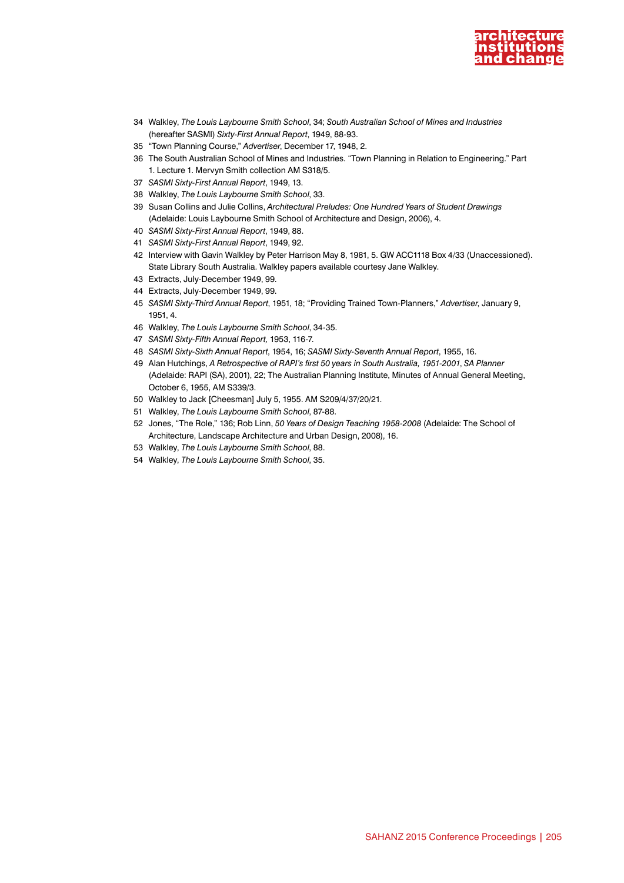34 Walkley, *The Louis Laybourne Smith School*, 34; *South Australian School of Mines and Industries* (hereafter SASMI) *Sixty-First Annual Report*, 1949, 88-93.

35 "Town Planning Course," *Advertiser*, December 17, 1948, 2.

36 The South Australian School of Mines and Industries. "Town Planning in Relation to Engineering." Part 1. Lecture 1. Mervyn Smith collection AM S318/5.

37 *SASMI Sixty-First Annual Report*, 1949, 13.

38 Walkley, *The Louis Laybourne Smith School*, 33.

39 Susan Collins and Julie Collins, *Architectural Preludes: One Hundred Years of Student Drawings* (Adelaide: Louis Laybourne Smith School of Architecture and Design, 2006), 4.

40 *SASMI Sixty-First Annual Report*, 1949, 88.

41 *SASMI Sixty-First Annual Report*, 1949, 92.

42 Interview with Gavin Walkley by Peter Harrison May 8, 1981, 5. GW ACC1118 Box 4/33 (Unaccessioned). State Library South Australia. Walkley papers available courtesy Jane Walkley.

43 Extracts, July-December 1949, 99.

44 Extracts, July-December 1949, 99.

45 *SASMI Sixty-Third Annual Report*, 1951, 18; "Providing Trained Town-Planners," *Advertiser*, January 9, 1951, 4.

46 Walkley, *The Louis Laybourne Smith School*, 34-35.

47 *SASMI Sixty-Fifth Annual Report,* 1953, 116-7.

48 *SASMI Sixty-Sixth Annual Report*, 1954, 16; *SASMI Sixty-Seventh Annual Report*, 1955, 16.

49 Alan Hutchings, *A Retrospective of RAPI's first 50 years in South Australia, 1951-2001*, *SA Planner* (Adelaide: RAPI (SA), 2001), 22; The Australian Planning Institute, Minutes of Annual General Meeting, October 6, 1955, AM S339/3.

50 Walkley to Jack [Cheesman] July 5, 1955. AM S209/4/37/20/21.

51 Walkley, *The Louis Laybourne Smith School*, 87-88.

52 Jones, "The Role," 136; Rob Linn, *50 Years of Design Teaching 1958-2008* (Adelaide: The School of Architecture, Landscape Architecture and Urban Design, 2008), 16.

53 Walkley, *The Louis Laybourne Smith School*, 88.

54 Walkley, *The Louis Laybourne Smith School*, 35.